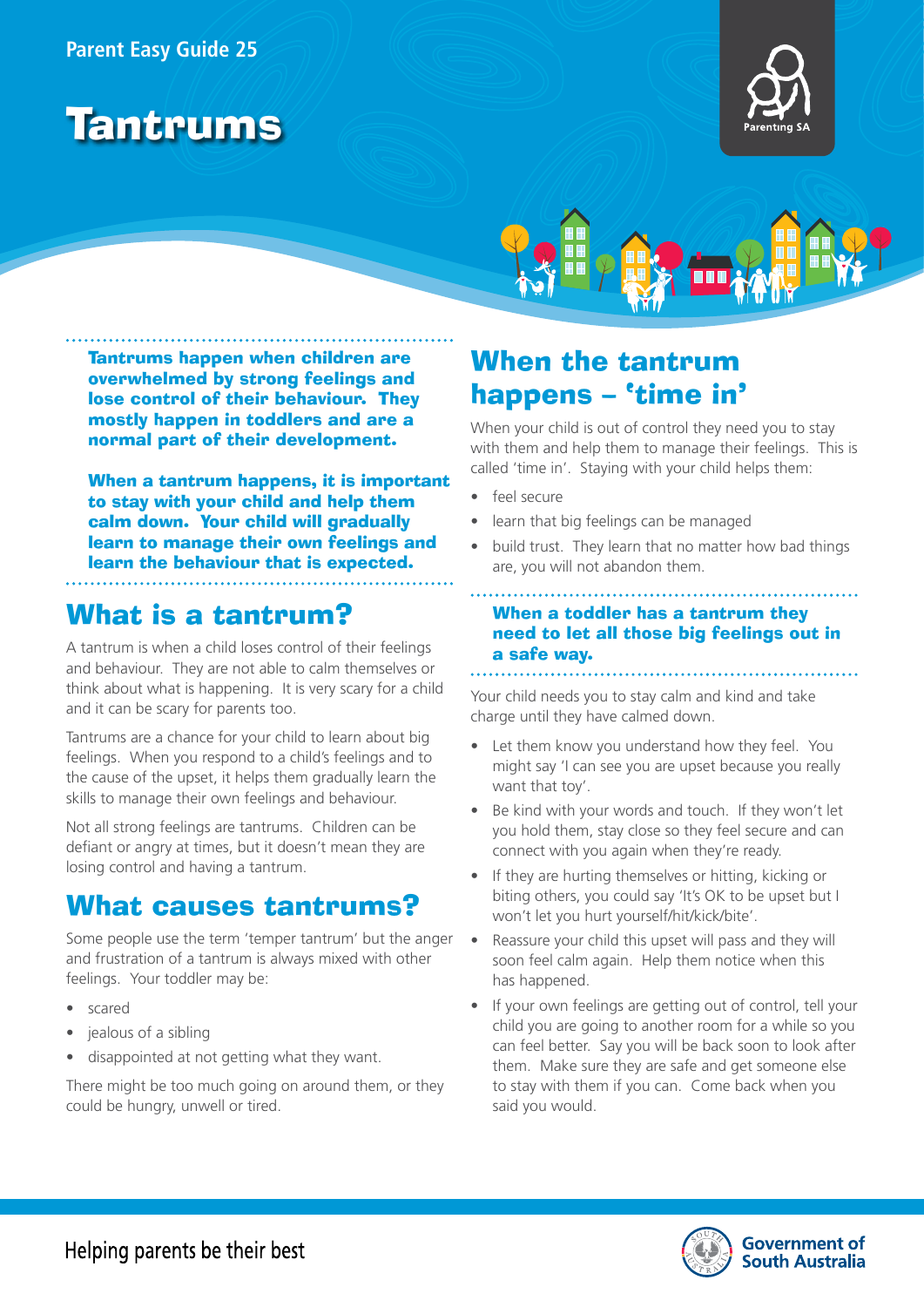Parent Easy Guide 25

# Tantrums

**Tantrums happen when children are overwhelmed by strong feelings and lose control of their behaviour. They mostly happen in toddlers and are a normal part of their development.**

**When a tantrum happens, it is important to stay with your child and help them calm down. Your child will gradually learn to manage their own feelings and learn the behaviour that is expected.**

## What is a tantrum?

A tantrum is when a child loses control of their feelings and behaviour. They are not able to calm themselves or think about what is happening. It is very scary for a child and it can be scary for parents too.

Tantrums are a chance for your child to learn about big feelings. When you respond to a child's feelings and to the cause of the upset, it helps them gradually learn the skills to manage their own feelings and behaviour.

Not all strong feelings are tantrums. Children can be defiant or angry at times, but it doesn't mean they are losing control and having a tantrum.

## What causes tantrums?

Some people use the term 'temper tantrum' but the anger and frustration of a tantrum is always mixed with other feelings. Your toddler may be:

- scared
- jealous of a sibling
- disappointed at not getting what they want.

There might be too much going on around them, or they could be hungry, unwell or tired.

## When the tantrum happens – 'time in'

When your child is out of control they need you to stay with them and help them to manage their feelings. This is called 'time in'. Staying with your child helps them:

- feel secure
- learn that big feelings can be managed
- build trust. They learn that no matter how bad things are, you will not abandon them.

**When a toddler has a tantrum they need to let all those big feelings out in a safe way.**

Your child needs you to stay calm and kind and take charge until they have calmed down.

- Let them know you understand how they feel. You might say 'I can see you are upset because you really want that toy'.
- Be kind with your words and touch. If they won't let you hold them, stay close so they feel secure and can connect with you again when they're ready.
- If they are hurting themselves or hitting, kicking or biting others, you could say 'It's OK to be upset but I won't let you hurt yourself/hit/kick/bite'.
- Reassure your child this upset will pass and they will soon feel calm again. Help them notice when this has happened.
- If your own feelings are getting out of control, tell your child you are going to another room for a while so you can feel better. Say you will be back soon to look after them. Make sure they are safe and get someone else to stay with them if you can. Come back when you said you would.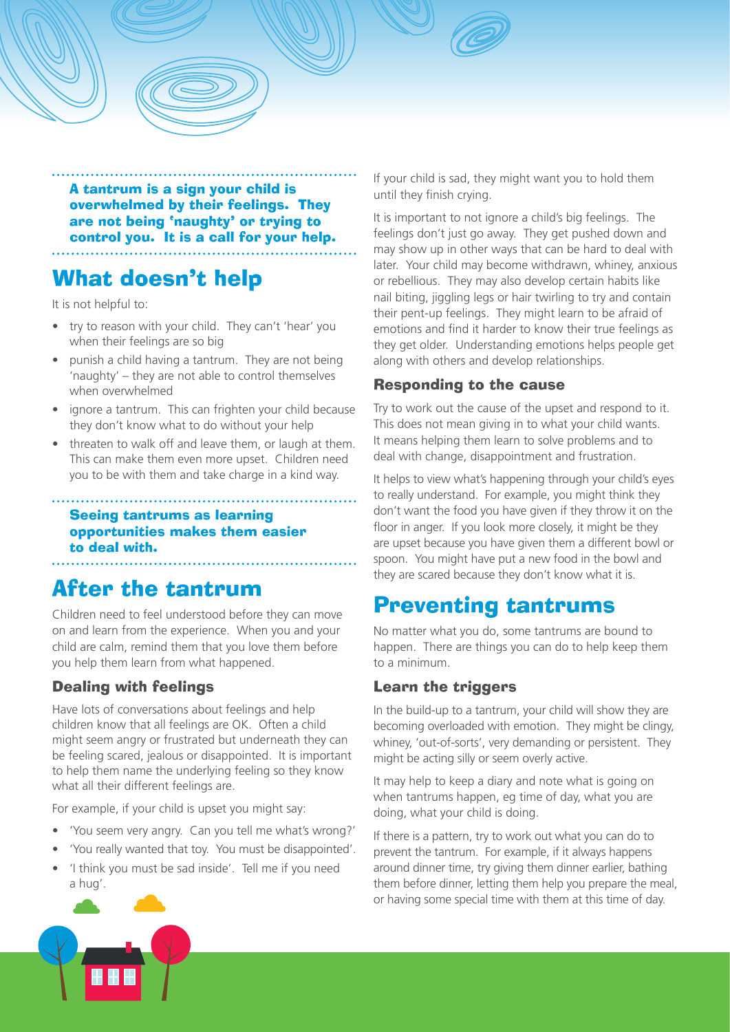**A tantrum is a sign your child is overwhelmed by their feelings. They are not being 'naughty' or trying to control you. It is a call for your help.**

## What doesn't help

It is not helpful to:

- try to reason with your child. They can't 'hear' you when their feelings are so big
- punish a child having a tantrum. They are not being 'naughty' – they are not able to control themselves when overwhelmed
- ignore a tantrum. This can frighten your child because they don't know what to do without your help
- threaten to walk off and leave them, or laugh at them. This can make them even more upset. Children need you to be with them and take charge in a kind way.

**Seeing tantrums as learning opportunities makes them easier to deal with.**

## After the tantrum

Children need to feel understood before they can move on and learn from the experience. When you and your child are calm, remind them that you love them before you help them learn from what happened.

### Dealing with feelings

Have lots of conversations about feelings and help children know that all feelings are OK. Often a child might seem angry or frustrated but underneath they can be feeling scared, jealous or disappointed. It is important to help them name the underlying feeling so they know what all their different feelings are.

For example, if your child is upset you might say:

- 'You seem very angry. Can you tell me what's wrong?'
- 'You really wanted that toy. You must be disappointed'.
- 'I think you must be sad inside'. Tell me if you need a hug'.

If your child is sad, they might want you to hold them until they finish crying.

It is important to not ignore a child's big feelings. The feelings don't just go away. They get pushed down and may show up in other ways that can be hard to deal with later. Your child may become withdrawn, whiney, anxious or rebellious. They may also develop certain habits like nail biting, jiggling legs or hair twirling to try and contain their pent-up feelings. They might learn to be afraid of emotions and find it harder to know their true feelings as they get older. Understanding emotions helps people get along with others and develop relationships.

### Responding to the cause

Try to work out the cause of the upset and respond to it. This does not mean giving in to what your child wants. It means helping them learn to solve problems and to deal with change, disappointment and frustration.

It helps to view what's happening through your child's eyes to really understand. For example, you might think they don't want the food you have given if they throw it on the floor in anger. If you look more closely, it might be they are upset because you have given them a different bowl or spoon. You might have put a new food in the bowl and they are scared because they don't know what it is.

## Preventing tantrums

No matter what you do, some tantrums are bound to happen. There are things you can do to help keep them to a minimum.

### Learn the triggers

In the build-up to a tantrum, your child will show they are becoming overloaded with emotion. They might be clingy, whiney, 'out-of-sorts', very demanding or persistent. They might be acting silly or seem overly active.

It may help to keep a diary and note what is going on when tantrums happen, eg time of day, what you are doing, what your child is doing.

If there is a pattern, try to work out what you can do to prevent the tantrum. For example, if it always happens around dinner time, try giving them dinner earlier, bathing them before dinner, letting them help you prepare the meal, or having some special time with them at this time of day.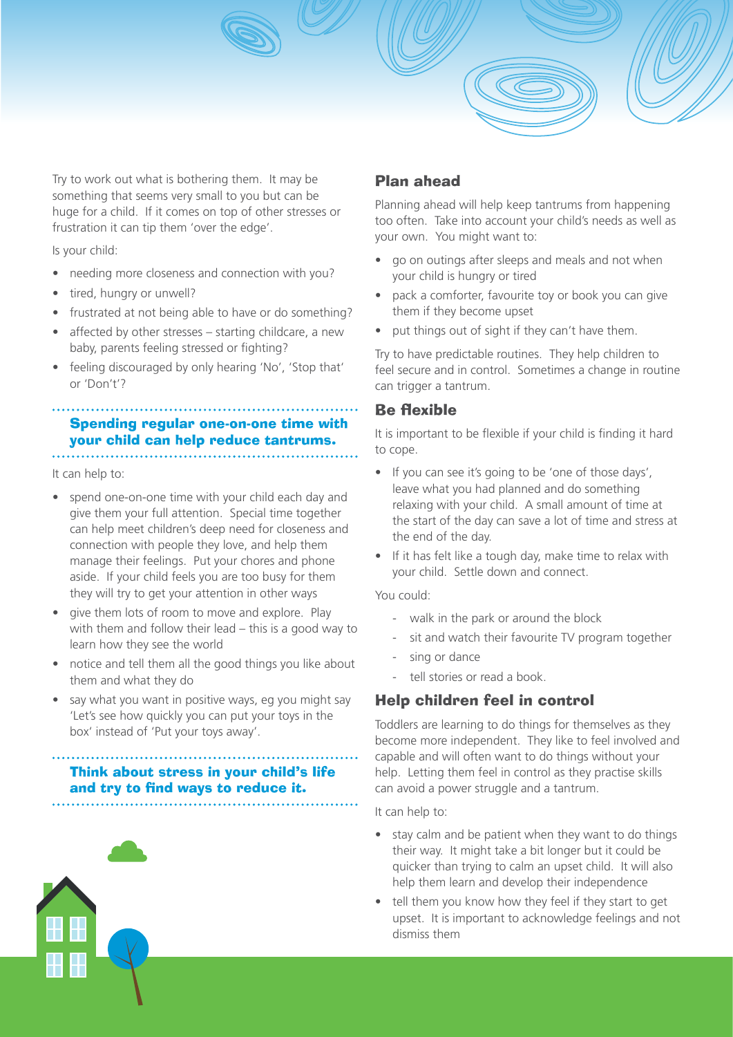Try to work out what is bothering them. It may be something that seems very small to you but can be huge for a child. If it comes on top of other stresses or frustration it can tip them 'over the edge'.

Is your child:

- needing more closeness and connection with you?
- tired, hungry or unwell?
- frustrated at not being able to have or do something?
- affected by other stresses – starting childcare, a new baby, parents feeling stressed or fighting?
- feeling discouraged by only hearing 'No', 'Stop that' or 'Don't'?

**Spending regular one-on-one time with your child can help reduce tantrums.**

It can help to:

- spend one-on-one time with your child each day and give them your full attention. Special time together can help meet children's deep need for closeness and connection with people they love, and help them manage their feelings. Put your chores and phone aside. If your child feels you are too busy for them they will try to get your attention in other ways
- give them lots of room to move and explore. Play with them and follow their lead – this is a good way to learn how they see the world
- notice and tell them all the good things you like about them and what they do
- say what you want in positive ways, eg you might say 'Let's see how quickly you can put your toys in the box' instead of 'Put your toys away'.

**Think about stress in your child's life and try to find ways to reduce it.**

## Plan ahead

Planning ahead will help keep tantrums from happening too often. Take into account your child's needs as well as your own. You might want to:

- go on outings after sleeps and meals and not when your child is hungry or tired
- pack a comforter, favourite toy or book you can give them if they become upset
- put things out of sight if they can't have them.

Try to have predictable routines. They help children to feel secure and in control. Sometimes a change in routine can trigger a tantrum.

## Be flexible

It is important to be flexible if your child is finding it hard to cope.

- If you can see it's going to be 'one of those days', leave what you had planned and do something relaxing with your child. A small amount of time at the start of the day can save a lot of time and stress at the end of the day.
- If it has felt like a tough day, make time to relax with your child. Settle down and connect.

You could:

- walk in the park or around the block
- sit and watch their favourite TV program together
- sing or dance
- tell stories or read a book.

## Help children feel in control

Toddlers are learning to do things for themselves as they become more independent. They like to feel involved and capable and will often want to do things without your help. Letting them feel in control as they practise skills can avoid a power struggle and a tantrum.

It can help to:

- stay calm and be patient when they want to do things their way. It might take a bit longer but it could be quicker than trying to calm an upset child. It will also help them learn and develop their independence
- tell them you know how they feel if they start to get upset. It is important to acknowledge feelings and not dismiss them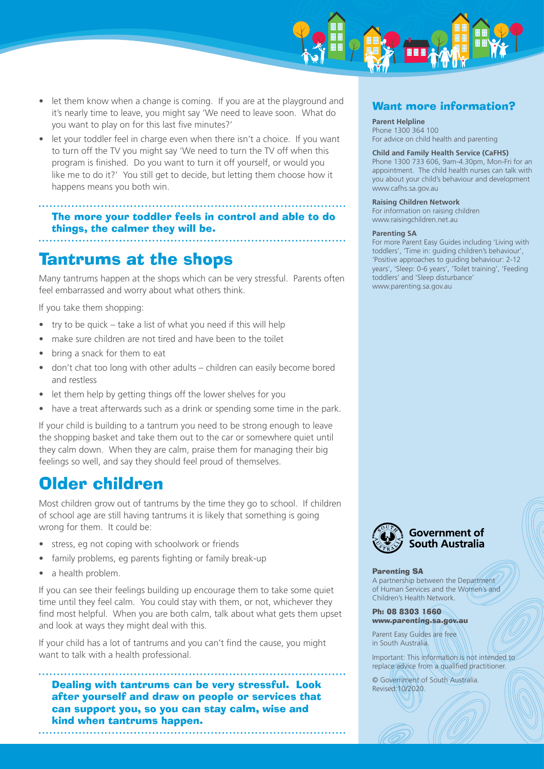- let them know when a change is coming. If you are at the playground and it's nearly time to leave, you might say 'We need to leave soon. What do you want to play on for this last five minutes?'
- let your toddler feel in charge even when there isn't a choice. If you want to turn off the TV you might say 'We need to turn the TV off when this program is finished. Do you want to turn it off yourself, or would you like me to do it?' You still get to decide, but letting them choose how it happens means you both win.

**The more your toddler feels in control and able to do things, the calmer they will be.**

## Tantrums at the shops

Many tantrums happen at the shops which can be very stressful. Parents often feel embarrassed and worry about what others think.

If you take them shopping:

- try to be quick – take a list of what you need if this will help
- make sure children are not tired and have been to the toilet
- bring a snack for them to eat
- don't chat too long with other adults – children can easily become bored and restless
- let them help by getting things off the lower shelves for you
- have a treat afterwards such as a drink or spending some time in the park.

If your child is building to a tantrum you need to be strong enough to leave the shopping basket and take them out to the car or somewhere quiet until they calm down. When they are calm, praise them for managing their big feelings so well, and say they should feel proud of themselves.

## Older children

Most children grow out of tantrums by the time they go to school. If children of school age are still having tantrums it is likely that something is going wrong for them. It could be:

- stress, eg not coping with schoolwork or friends
- family problems, eg parents fighting or family break-up
- a health problem.

If you can see their feelings building up encourage them to take some quiet time until they feel calm. You could stay with them, or not, whichever they find most helpful. When you are both calm, talk about what gets them upset and look at ways they might deal with this.

If your child has a lot of tantrums and you can't find the cause, you might want to talk with a health professional.

**Dealing with tantrums can be very stressful. Look after yourself and draw on people or services that can support you, so you can stay calm, wise and kind when tantrums happen.**

### Want more information?

**Parent Helpline**
Phone 1300 364 100
For advice on child health and parenting

**Child and Family Health Service (CaFHS)**
Phone 1300 733 606, 9am-4.30pm, Mon-Fri for an appointment. The child health nurses can talk with you about your child's behaviour and development
www.cafhs.sa.gov.au

**Raising Children Network**
For information on raising children
www.raisingchildren.net.au

**Parenting SA**
For more Parent Easy Guides including 'Living with toddlers', 'Time in: guiding children's behaviour', 'Positive approaches to guiding behaviour: 2-12 years', 'Sleep: 0-6 years', 'Toilet training', 'Feeding toddlers' and 'Sleep disturbance'
www.parenting.sa.gov.au

Government of South Australia

**Parenting SA**
A partnership between the Department of Human Services and the Women's and Children's Health Network.

**Ph: 08 8303 1660**
**www.parenting.sa.gov.au**

Parent Easy Guides are free in South Australia.

Important: This information is not intended to replace advice from a qualified practitioner.

© Government of South Australia.
Revised: 10/2020.